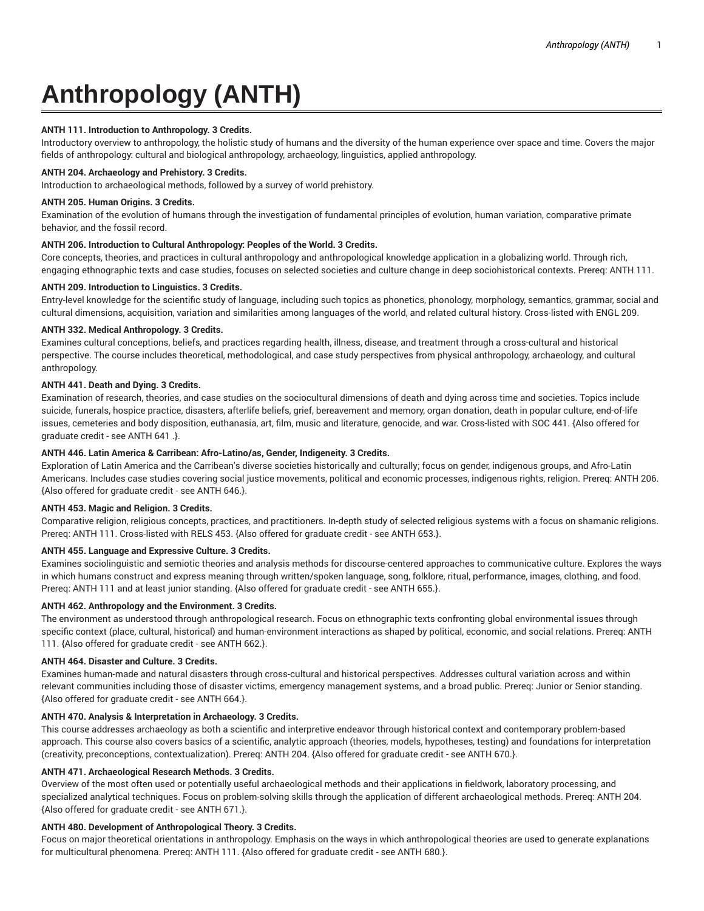# Anthropology (ANTH)

**ANTH 111. Introduction to Anthropology. 3 Credits.**
Introductory overview to anthropology, the holistic study of humans and the diversity of the human experience over space and time. Covers the major fields of anthropology: cultural and biological anthropology, archaeology, linguistics, applied anthropology.

**ANTH 204. Archaeology and Prehistory. 3 Credits.**
Introduction to archaeological methods, followed by a survey of world prehistory.

**ANTH 205. Human Origins. 3 Credits.**
Examination of the evolution of humans through the investigation of fundamental principles of evolution, human variation, comparative primate behavior, and the fossil record.

**ANTH 206. Introduction to Cultural Anthropology: Peoples of the World. 3 Credits.**
Core concepts, theories, and practices in cultural anthropology and anthropological knowledge application in a globalizing world. Through rich, engaging ethnographic texts and case studies, focuses on selected societies and culture change in deep sociohistorical contexts. Prereq: ANTH 111.

**ANTH 209. Introduction to Linguistics. 3 Credits.**
Entry-level knowledge for the scientific study of language, including such topics as phonetics, phonology, morphology, semantics, grammar, social and cultural dimensions, acquisition, variation and similarities among languages of the world, and related cultural history. Cross-listed with ENGL 209.

**ANTH 332. Medical Anthropology. 3 Credits.**
Examines cultural conceptions, beliefs, and practices regarding health, illness, disease, and treatment through a cross-cultural and historical perspective. The course includes theoretical, methodological, and case study perspectives from physical anthropology, archaeology, and cultural anthropology.

**ANTH 441. Death and Dying. 3 Credits.**
Examination of research, theories, and case studies on the sociocultural dimensions of death and dying across time and societies. Topics include suicide, funerals, hospice practice, disasters, afterlife beliefs, grief, bereavement and memory, organ donation, death in popular culture, end-of-life issues, cemeteries and body disposition, euthanasia, art, film, music and literature, genocide, and war. Cross-listed with SOC 441. {Also offered for graduate credit - see ANTH 641 .}.

**ANTH 446. Latin America & Carribean: Afro-Latino/as, Gender, Indigeneity. 3 Credits.**
Exploration of Latin America and the Carribean's diverse societies historically and culturally; focus on gender, indigenous groups, and Afro-Latin Americans. Includes case studies covering social justice movements, political and economic processes, indigenous rights, religion. Prereq: ANTH 206. {Also offered for graduate credit - see ANTH 646.}.

**ANTH 453. Magic and Religion. 3 Credits.**
Comparative religion, religious concepts, practices, and practitioners. In-depth study of selected religious systems with a focus on shamanic religions. Prereq: ANTH 111. Cross-listed with RELS 453. {Also offered for graduate credit - see ANTH 653.}.

**ANTH 455. Language and Expressive Culture. 3 Credits.**
Examines sociolinguistic and semiotic theories and analysis methods for discourse-centered approaches to communicative culture. Explores the ways in which humans construct and express meaning through written/spoken language, song, folklore, ritual, performance, images, clothing, and food. Prereq: ANTH 111 and at least junior standing. {Also offered for graduate credit - see ANTH 655.}.

**ANTH 462. Anthropology and the Environment. 3 Credits.**
The environment as understood through anthropological research. Focus on ethnographic texts confronting global environmental issues through specific context (place, cultural, historical) and human-environment interactions as shaped by political, economic, and social relations. Prereq: ANTH 111. {Also offered for graduate credit - see ANTH 662.}.

**ANTH 464. Disaster and Culture. 3 Credits.**
Examines human-made and natural disasters through cross-cultural and historical perspectives. Addresses cultural variation across and within relevant communities including those of disaster victims, emergency management systems, and a broad public. Prereq: Junior or Senior standing. {Also offered for graduate credit - see ANTH 664.}.

**ANTH 470. Analysis & Interpretation in Archaeology. 3 Credits.**
This course addresses archaeology as both a scientific and interpretive endeavor through historical context and contemporary problem-based approach. This course also covers basics of a scientific, analytic approach (theories, models, hypotheses, testing) and foundations for interpretation (creativity, preconceptions, contextualization). Prereq: ANTH 204. {Also offered for graduate credit - see ANTH 670.}.

**ANTH 471. Archaeological Research Methods. 3 Credits.**
Overview of the most often used or potentially useful archaeological methods and their applications in fieldwork, laboratory processing, and specialized analytical techniques. Focus on problem-solving skills through the application of different archaeological methods. Prereq: ANTH 204. {Also offered for graduate credit - see ANTH 671.}.

**ANTH 480. Development of Anthropological Theory. 3 Credits.**
Focus on major theoretical orientations in anthropology. Emphasis on the ways in which anthropological theories are used to generate explanations for multicultural phenomena. Prereq: ANTH 111. {Also offered for graduate credit - see ANTH 680.}.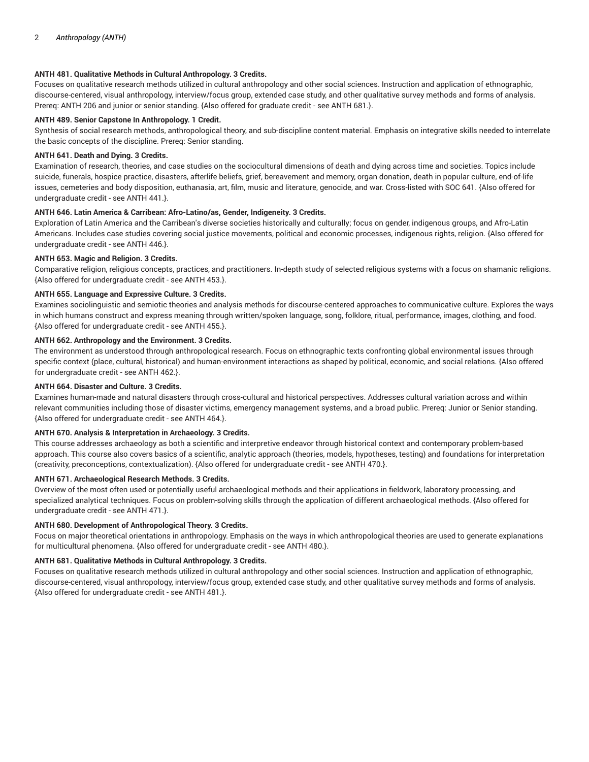**ANTH 481. Qualitative Methods in Cultural Anthropology. 3 Credits.**
Focuses on qualitative research methods utilized in cultural anthropology and other social sciences. Instruction and application of ethnographic, discourse-centered, visual anthropology, interview/focus group, extended case study, and other qualitative survey methods and forms of analysis. Prereq: ANTH 206 and junior or senior standing. {Also offered for graduate credit - see ANTH 681.}.

**ANTH 489. Senior Capstone In Anthropology. 1 Credit.**
Synthesis of social research methods, anthropological theory, and sub-discipline content material. Emphasis on integrative skills needed to interrelate the basic concepts of the discipline. Prereq: Senior standing.

**ANTH 641. Death and Dying. 3 Credits.**
Examination of research, theories, and case studies on the sociocultural dimensions of death and dying across time and societies. Topics include suicide, funerals, hospice practice, disasters, afterlife beliefs, grief, bereavement and memory, organ donation, death in popular culture, end-of-life issues, cemeteries and body disposition, euthanasia, art, film, music and literature, genocide, and war. Cross-listed with SOC 641. {Also offered for undergraduate credit - see ANTH 441.}.

**ANTH 646. Latin America & Carribean: Afro-Latino/as, Gender, Indigeneity. 3 Credits.**
Exploration of Latin America and the Carribean's diverse societies historically and culturally; focus on gender, indigenous groups, and Afro-Latin Americans. Includes case studies covering social justice movements, political and economic processes, indigenous rights, religion. {Also offered for undergraduate credit - see ANTH 446.}.

**ANTH 653. Magic and Religion. 3 Credits.**
Comparative religion, religious concepts, practices, and practitioners. In-depth study of selected religious systems with a focus on shamanic religions. {Also offered for undergraduate credit - see ANTH 453.}.

**ANTH 655. Language and Expressive Culture. 3 Credits.**
Examines sociolinguistic and semiotic theories and analysis methods for discourse-centered approaches to communicative culture. Explores the ways in which humans construct and express meaning through written/spoken language, song, folklore, ritual, performance, images, clothing, and food. {Also offered for undergraduate credit - see ANTH 455.}.

**ANTH 662. Anthropology and the Environment. 3 Credits.**
The environment as understood through anthropological research. Focus on ethnographic texts confronting global environmental issues through specific context (place, cultural, historical) and human-environment interactions as shaped by political, economic, and social relations. {Also offered for undergraduate credit - see ANTH 462.}.

**ANTH 664. Disaster and Culture. 3 Credits.**
Examines human-made and natural disasters through cross-cultural and historical perspectives. Addresses cultural variation across and within relevant communities including those of disaster victims, emergency management systems, and a broad public. Prereq: Junior or Senior standing. {Also offered for undergraduate credit - see ANTH 464.}.

**ANTH 670. Analysis & Interpretation in Archaeology. 3 Credits.**
This course addresses archaeology as both a scientific and interpretive endeavor through historical context and contemporary problem-based approach. This course also covers basics of a scientific, analytic approach (theories, models, hypotheses, testing) and foundations for interpretation (creativity, preconceptions, contextualization). {Also offered for undergraduate credit - see ANTH 470.}.

**ANTH 671. Archaeological Research Methods. 3 Credits.**
Overview of the most often used or potentially useful archaeological methods and their applications in fieldwork, laboratory processing, and specialized analytical techniques. Focus on problem-solving skills through the application of different archaeological methods. {Also offered for undergraduate credit - see ANTH 471.}.

**ANTH 680. Development of Anthropological Theory. 3 Credits.**
Focus on major theoretical orientations in anthropology. Emphasis on the ways in which anthropological theories are used to generate explanations for multicultural phenomena. {Also offered for undergraduate credit - see ANTH 480.}.

**ANTH 681. Qualitative Methods in Cultural Anthropology. 3 Credits.**
Focuses on qualitative research methods utilized in cultural anthropology and other social sciences. Instruction and application of ethnographic, discourse-centered, visual anthropology, interview/focus group, extended case study, and other qualitative survey methods and forms of analysis. {Also offered for undergraduate credit - see ANTH 481.}.